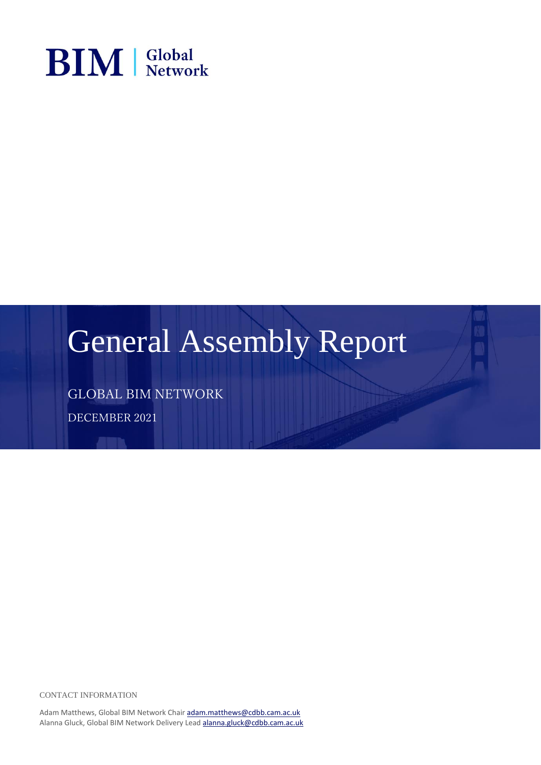BIM | Global Network

# General Assembly Report

GLOBAL BIM NETWORK

DECEMBER 2021

CONTACT INFORMATION

Adam Matthews, Global BIM Network Chair adam.matthews@cdbb.cam.ac.uk
Alanna Gluck, Global BIM Network Delivery Lead alanna.gluck@cdbb.cam.ac.uk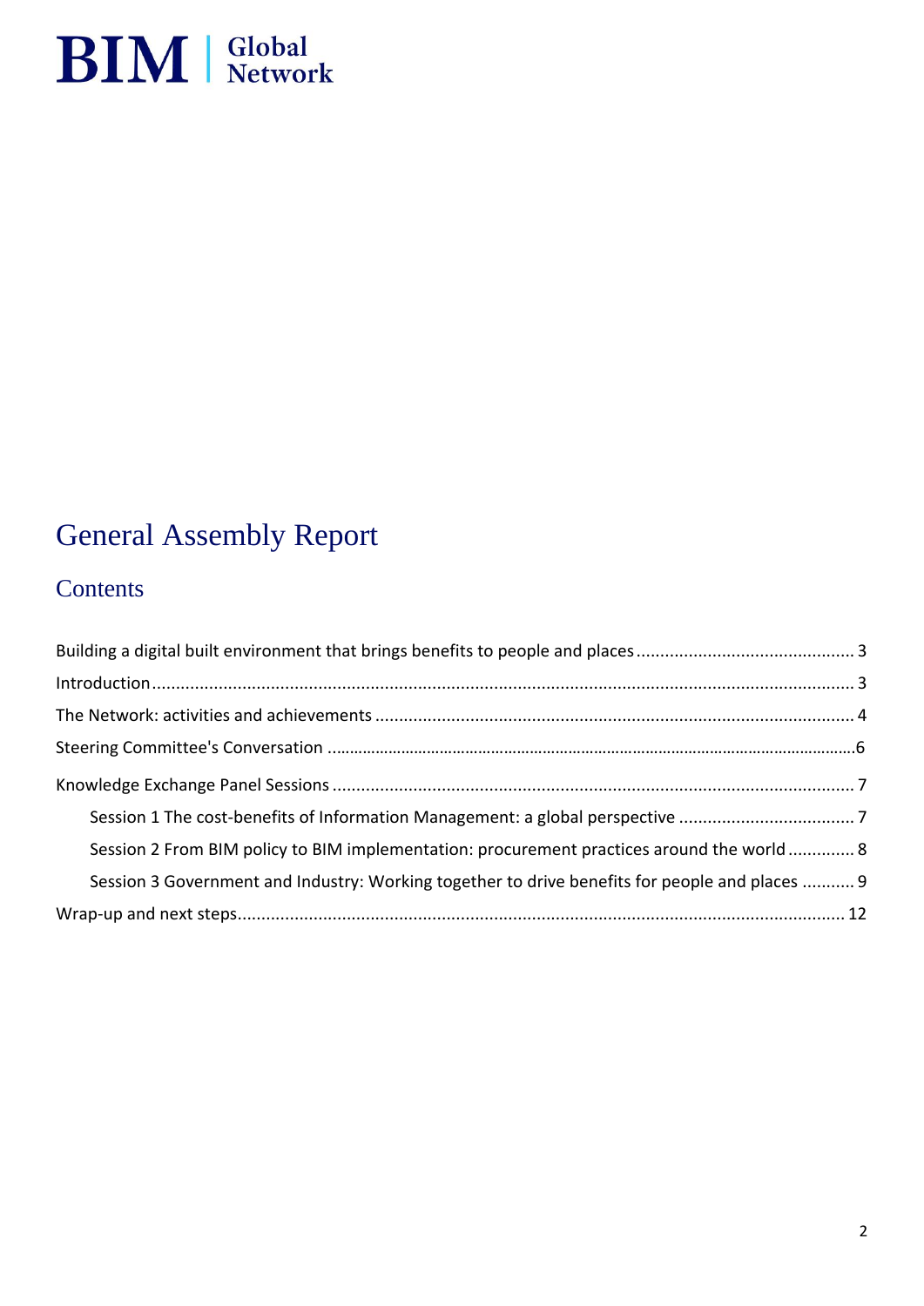BIM | Global Network

# General Assembly Report

## Contents

Building a digital built environment that brings benefits to people and places ............................................. 3

Introduction ................................................................................................................................................ 3

The Network: activities and achievements .................................................................................................. 4

Steering Committee's Conversation ............................................................................................................6

Knowledge Exchange Panel Sessions ........................................................................................................... 7

- Session 1 The cost-benefits of Information Management: a global perspective .................................... 7
- Session 2 From BIM policy to BIM implementation: procurement practices around the world ............. 8
- Session 3 Government and Industry: Working together to drive benefits for people and places ........... 9

Wrap-up and next steps............................................................................................................................. 12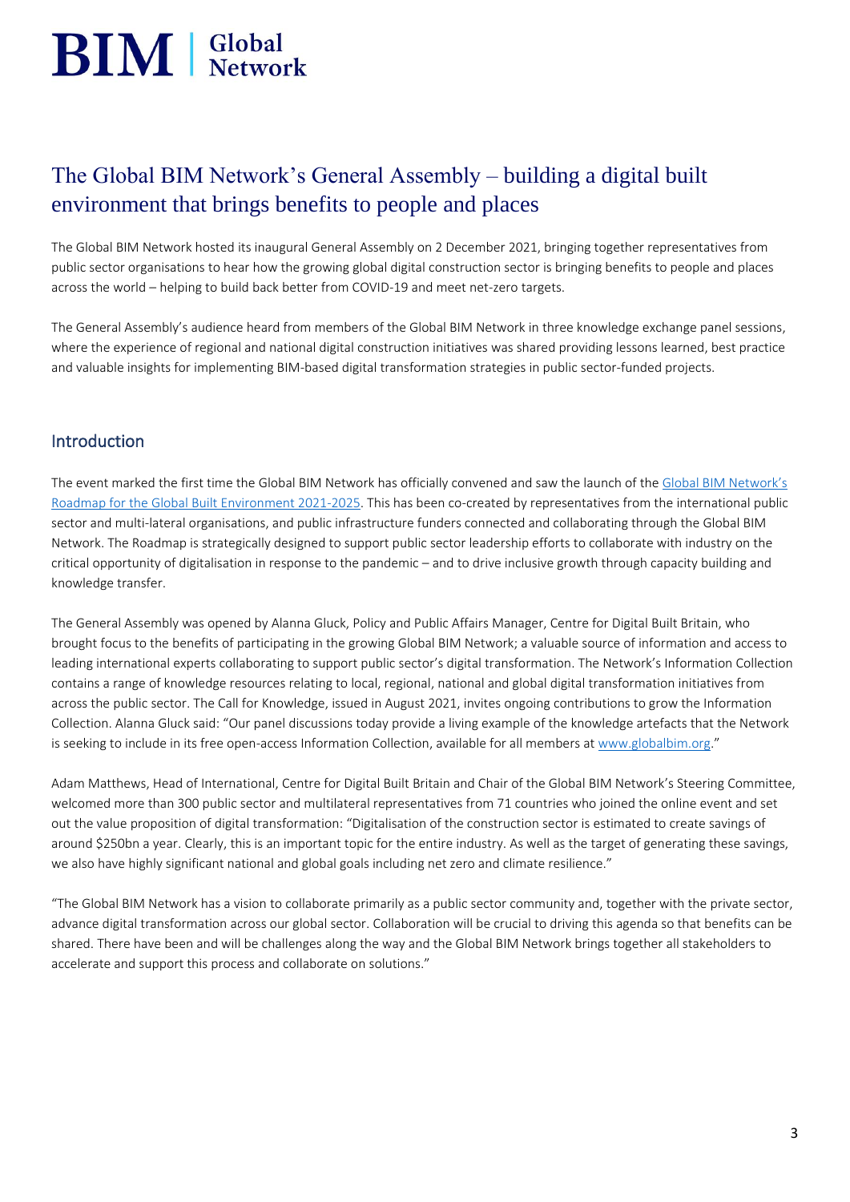# The Global BIM Network's General Assembly – building a digital built environment that brings benefits to people and places

The Global BIM Network hosted its inaugural General Assembly on 2 December 2021, bringing together representatives from public sector organisations to hear how the growing global digital construction sector is bringing benefits to people and places across the world – helping to build back better from COVID-19 and meet net-zero targets.

The General Assembly's audience heard from members of the Global BIM Network in three knowledge exchange panel sessions, where the experience of regional and national digital construction initiatives was shared providing lessons learned, best practice and valuable insights for implementing BIM-based digital transformation strategies in public sector-funded projects.

## Introduction

The event marked the first time the Global BIM Network has officially convened and saw the launch of the Global BIM Network's Roadmap for the Global Built Environment 2021-2025. This has been co-created by representatives from the international public sector and multi-lateral organisations, and public infrastructure funders connected and collaborating through the Global BIM Network. The Roadmap is strategically designed to support public sector leadership efforts to collaborate with industry on the critical opportunity of digitalisation in response to the pandemic – and to drive inclusive growth through capacity building and knowledge transfer.

The General Assembly was opened by Alanna Gluck, Policy and Public Affairs Manager, Centre for Digital Built Britain, who brought focus to the benefits of participating in the growing Global BIM Network; a valuable source of information and access to leading international experts collaborating to support public sector's digital transformation. The Network's Information Collection contains a range of knowledge resources relating to local, regional, national and global digital transformation initiatives from across the public sector. The Call for Knowledge, issued in August 2021, invites ongoing contributions to grow the Information Collection. Alanna Gluck said: "Our panel discussions today provide a living example of the knowledge artefacts that the Network is seeking to include in its free open-access Information Collection, available for all members at www.globalbim.org."

Adam Matthews, Head of International, Centre for Digital Built Britain and Chair of the Global BIM Network's Steering Committee, welcomed more than 300 public sector and multilateral representatives from 71 countries who joined the online event and set out the value proposition of digital transformation: "Digitalisation of the construction sector is estimated to create savings of around $250bn a year. Clearly, this is an important topic for the entire industry. As well as the target of generating these savings, we also have highly significant national and global goals including net zero and climate resilience."

"The Global BIM Network has a vision to collaborate primarily as a public sector community and, together with the private sector, advance digital transformation across our global sector. Collaboration will be crucial to driving this agenda so that benefits can be shared. There have been and will be challenges along the way and the Global BIM Network brings together all stakeholders to accelerate and support this process and collaborate on solutions."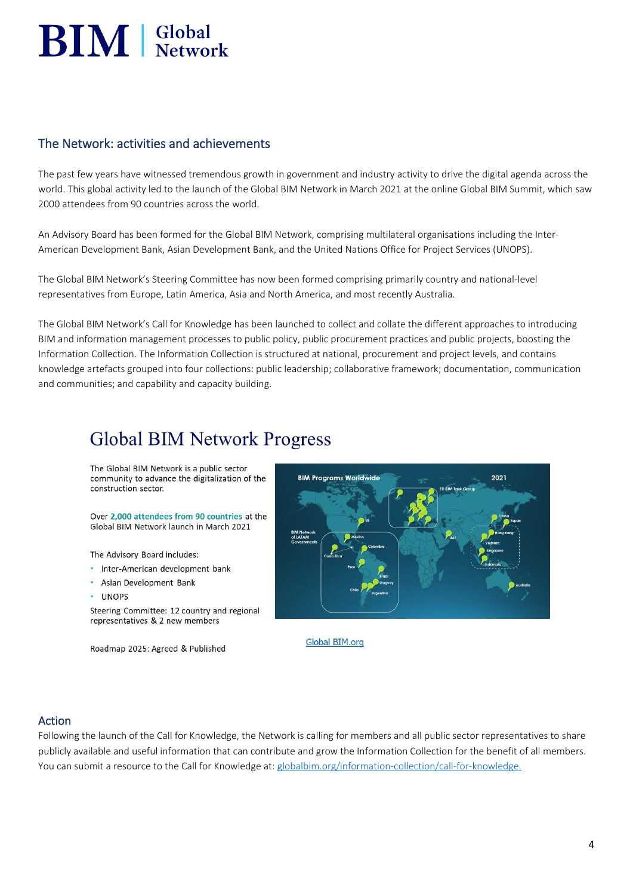## The Network: activities and achievements

The past few years have witnessed tremendous growth in government and industry activity to drive the digital agenda across the world. This global activity led to the launch of the Global BIM Network in March 2021 at the online Global BIM Summit, which saw 2000 attendees from 90 countries across the world.

An Advisory Board has been formed for the Global BIM Network, comprising multilateral organisations including the Inter-American Development Bank, Asian Development Bank, and the United Nations Office for Project Services (UNOPS).

The Global BIM Network's Steering Committee has now been formed comprising primarily country and national-level representatives from Europe, Latin America, Asia and North America, and most recently Australia.

The Global BIM Network's Call for Knowledge has been launched to collect and collate the different approaches to introducing BIM and information management processes to public policy, public procurement practices and public projects, boosting the Information Collection. The Information Collection is structured at national, procurement and project levels, and contains knowledge artefacts grouped into four collections: public leadership; collaborative framework; documentation, communication and communities; and capability and capacity building.

### Global BIM Network Progress

The Global BIM Network is a public sector community to advance the digitalization of the construction sector.

Over **2,000 attendees from 90 countries** at the Global BIM Network launch in March 2021

The Advisory Board includes:

- Inter-American development bank
- Asian Development Bank
- UNOPS

Steering Committee: 12 country and regional representatives & 2 new members

Roadmap 2025: Agreed & Published

Global BIM.org

## Action

Following the launch of the Call for Knowledge, the Network is calling for members and all public sector representatives to share publicly available and useful information that can contribute and grow the Information Collection for the benefit of all members. You can submit a resource to the Call for Knowledge at: globalbim.org/information-collection/call-for-knowledge.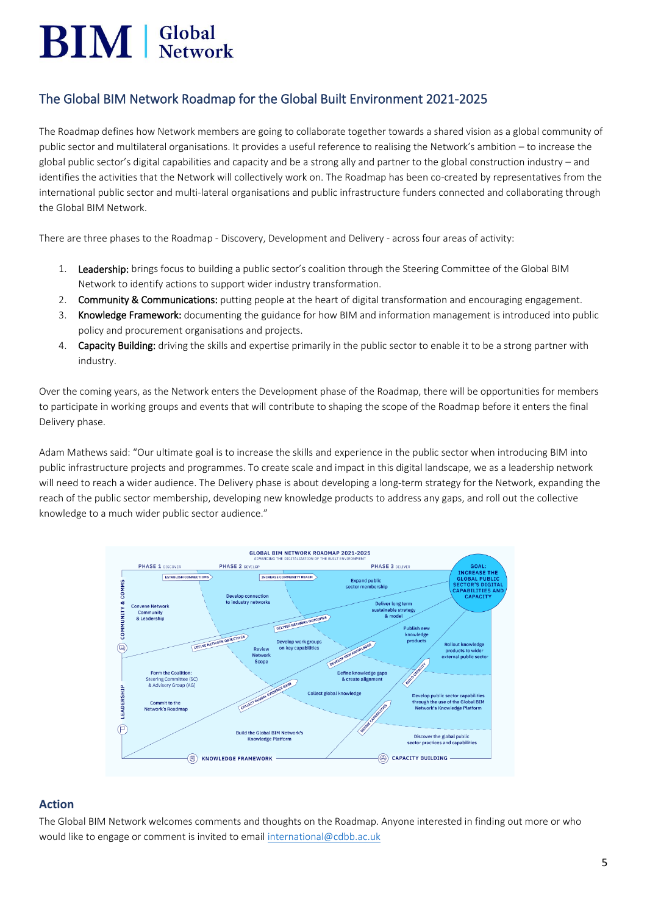## The Global BIM Network Roadmap for the Global Built Environment 2021-2025

The Roadmap defines how Network members are going to collaborate together towards a shared vision as a global community of public sector and multilateral organisations. It provides a useful reference to realising the Network's ambition – to increase the global public sector's digital capabilities and capacity and be a strong ally and partner to the global construction industry – and identifies the activities that the Network will collectively work on. The Roadmap has been co-created by representatives from the international public sector and multi-lateral organisations and public infrastructure funders connected and collaborating through the Global BIM Network.

There are three phases to the Roadmap - Discovery, Development and Delivery - across four areas of activity:

1. **Leadership:** brings focus to building a public sector's coalition through the Steering Committee of the Global BIM Network to identify actions to support wider industry transformation.
2. **Community & Communications:** putting people at the heart of digital transformation and encouraging engagement.
3. **Knowledge Framework:** documenting the guidance for how BIM and information management is introduced into public policy and procurement organisations and projects.
4. **Capacity Building:** driving the skills and expertise primarily in the public sector to enable it to be a strong partner with industry.

Over the coming years, as the Network enters the Development phase of the Roadmap, there will be opportunities for members to participate in working groups and events that will contribute to shaping the scope of the Roadmap before it enters the final Delivery phase.

Adam Mathews said: "Our ultimate goal is to increase the skills and experience in the public sector when introducing BIM into public infrastructure projects and programmes. To create scale and impact in this digital landscape, we as a leadership network will need to reach a wider audience. The Delivery phase is about developing a long-term strategy for the Network, expanding the reach of the public sector membership, developing new knowledge products to address any gaps, and roll out the collective knowledge to a much wider public sector audience."

## Action

The Global BIM Network welcomes comments and thoughts on the Roadmap. Anyone interested in finding out more or who would like to engage or comment is invited to email international@cdbb.ac.uk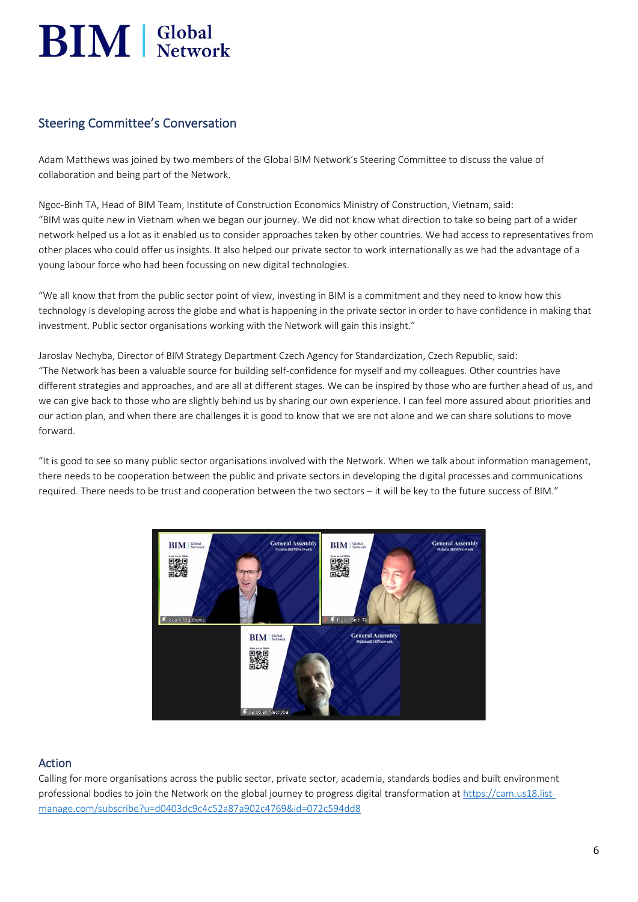## Steering Committee's Conversation

Adam Matthews was joined by two members of the Global BIM Network's Steering Committee to discuss the value of collaboration and being part of the Network.

Ngoc-Binh TA, Head of BIM Team, Institute of Construction Economics Ministry of Construction, Vietnam, said: "BIM was quite new in Vietnam when we began our journey. We did not know what direction to take so being part of a wider network helped us a lot as it enabled us to consider approaches taken by other countries. We had access to representatives from other places who could offer us insights. It also helped our private sector to work internationally as we had the advantage of a young labour force who had been focussing on new digital technologies.

"We all know that from the public sector point of view, investing in BIM is a commitment and they need to know how this technology is developing across the globe and what is happening in the private sector in order to have confidence in making that investment. Public sector organisations working with the Network will gain this insight."

Jaroslav Nechyba, Director of BIM Strategy Department Czech Agency for Standardization, Czech Republic, said: "The Network has been a valuable source for building self-confidence for myself and my colleagues. Other countries have different strategies and approaches, and are all at different stages. We can be inspired by those who are further ahead of us, and we can give back to those who are slightly behind us by sharing our own experience. I can feel more assured about priorities and our action plan, and when there are challenges it is good to know that we are not alone and we can share solutions to move forward.

"It is good to see so many public sector organisations involved with the Network. When we talk about information management, there needs to be cooperation between the public and private sectors in developing the digital processes and communications required. There needs to be trust and cooperation between the two sectors – it will be key to the future success of BIM."

## Action

Calling for more organisations across the public sector, private sector, academia, standards bodies and built environment professional bodies to join the Network on the global journey to progress digital transformation at https://cam.us18.list-manage.com/subscribe?u=d0403dc9c4c52a87a902c4769&id=072c594dd8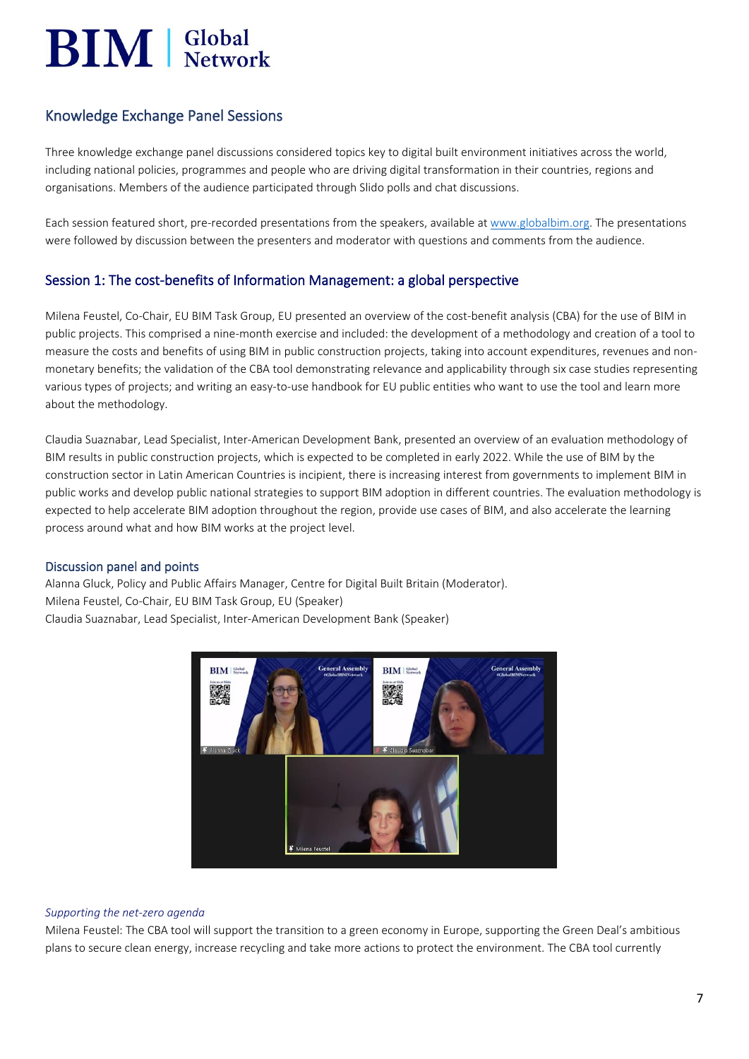## Knowledge Exchange Panel Sessions

Three knowledge exchange panel discussions considered topics key to digital built environment initiatives across the world, including national policies, programmes and people who are driving digital transformation in their countries, regions and organisations. Members of the audience participated through Slido polls and chat discussions.

Each session featured short, pre-recorded presentations from the speakers, available at [www.globalbim.org](www.globalbim.org). The presentations were followed by discussion between the presenters and moderator with questions and comments from the audience.

## Session 1: The cost-benefits of Information Management: a global perspective

Milena Feustel, Co-Chair, EU BIM Task Group, EU presented an overview of the cost-benefit analysis (CBA) for the use of BIM in public projects. This comprised a nine-month exercise and included: the development of a methodology and creation of a tool to measure the costs and benefits of using BIM in public construction projects, taking into account expenditures, revenues and non-monetary benefits; the validation of the CBA tool demonstrating relevance and applicability through six case studies representing various types of projects; and writing an easy-to-use handbook for EU public entities who want to use the tool and learn more about the methodology.

Claudia Suaznabar, Lead Specialist, Inter-American Development Bank, presented an overview of an evaluation methodology of BIM results in public construction projects, which is expected to be completed in early 2022. While the use of BIM by the construction sector in Latin American Countries is incipient, there is increasing interest from governments to implement BIM in public works and develop public national strategies to support BIM adoption in different countries. The evaluation methodology is expected to help accelerate BIM adoption throughout the region, provide use cases of BIM, and also accelerate the learning process around what and how BIM works at the project level.

### Discussion panel and points

Alanna Gluck, Policy and Public Affairs Manager, Centre for Digital Built Britain (Moderator).
Milena Feustel, Co-Chair, EU BIM Task Group, EU (Speaker)
Claudia Suaznabar, Lead Specialist, Inter-American Development Bank (Speaker)

*Supporting the net-zero agenda*

Milena Feustel: The CBA tool will support the transition to a green economy in Europe, supporting the Green Deal's ambitious plans to secure clean energy, increase recycling and take more actions to protect the environment. The CBA tool currently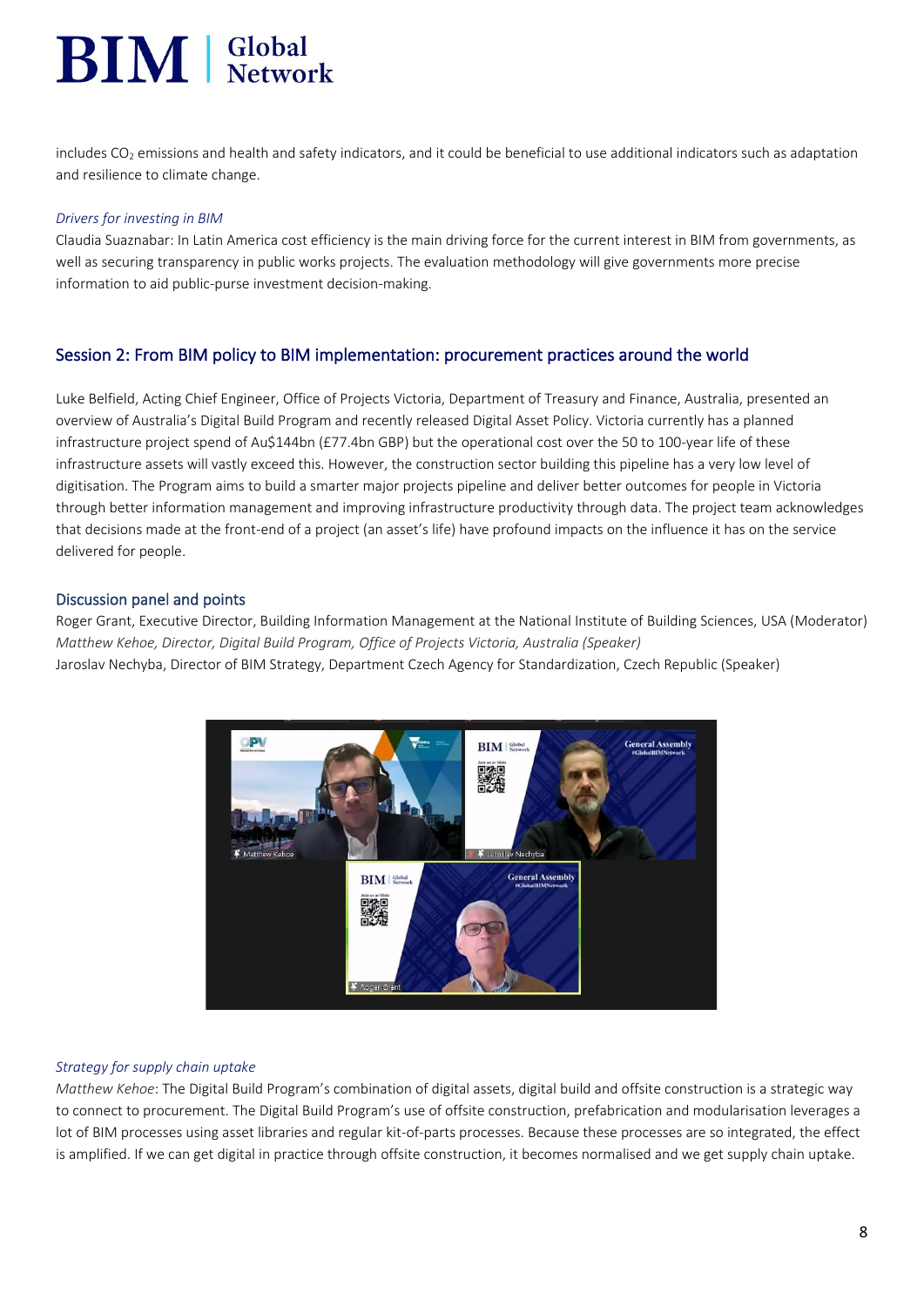includes $CO_2$ emissions and health and safety indicators, and it could be beneficial to use additional indicators such as adaptation and resilience to climate change.

*Drivers for investing in BIM*

Claudia Suaznabar: In Latin America cost efficiency is the main driving force for the current interest in BIM from governments, as well as securing transparency in public works projects. The evaluation methodology will give governments more precise information to aid public-purse investment decision-making.

## Session 2: From BIM policy to BIM implementation: procurement practices around the world

Luke Belfield, Acting Chief Engineer, Office of Projects Victoria, Department of Treasury and Finance, Australia, presented an overview of Australia's Digital Build Program and recently released Digital Asset Policy. Victoria currently has a planned infrastructure project spend of Au$144bn (£77.4bn GBP) but the operational cost over the 50 to 100-year life of these infrastructure assets will vastly exceed this. However, the construction sector building this pipeline has a very low level of digitisation. The Program aims to build a smarter major projects pipeline and deliver better outcomes for people in Victoria through better information management and improving infrastructure productivity through data. The project team acknowledges that decisions made at the front-end of a project (an asset's life) have profound impacts on the influence it has on the service delivered for people.

### Discussion panel and points

Roger Grant, Executive Director, Building Information Management at the National Institute of Building Sciences, USA (Moderator)
*Matthew Kehoe, Director, Digital Build Program, Office of Projects Victoria, Australia (Speaker)*
Jaroslav Nechyba, Director of BIM Strategy, Department Czech Agency for Standardization, Czech Republic (Speaker)

*Strategy for supply chain uptake*

*Matthew Kehoe*: The Digital Build Program's combination of digital assets, digital build and offsite construction is a strategic way to connect to procurement. The Digital Build Program's use of offsite construction, prefabrication and modularisation leverages a lot of BIM processes using asset libraries and regular kit-of-parts processes. Because these processes are so integrated, the effect is amplified. If we can get digital in practice through offsite construction, it becomes normalised and we get supply chain uptake.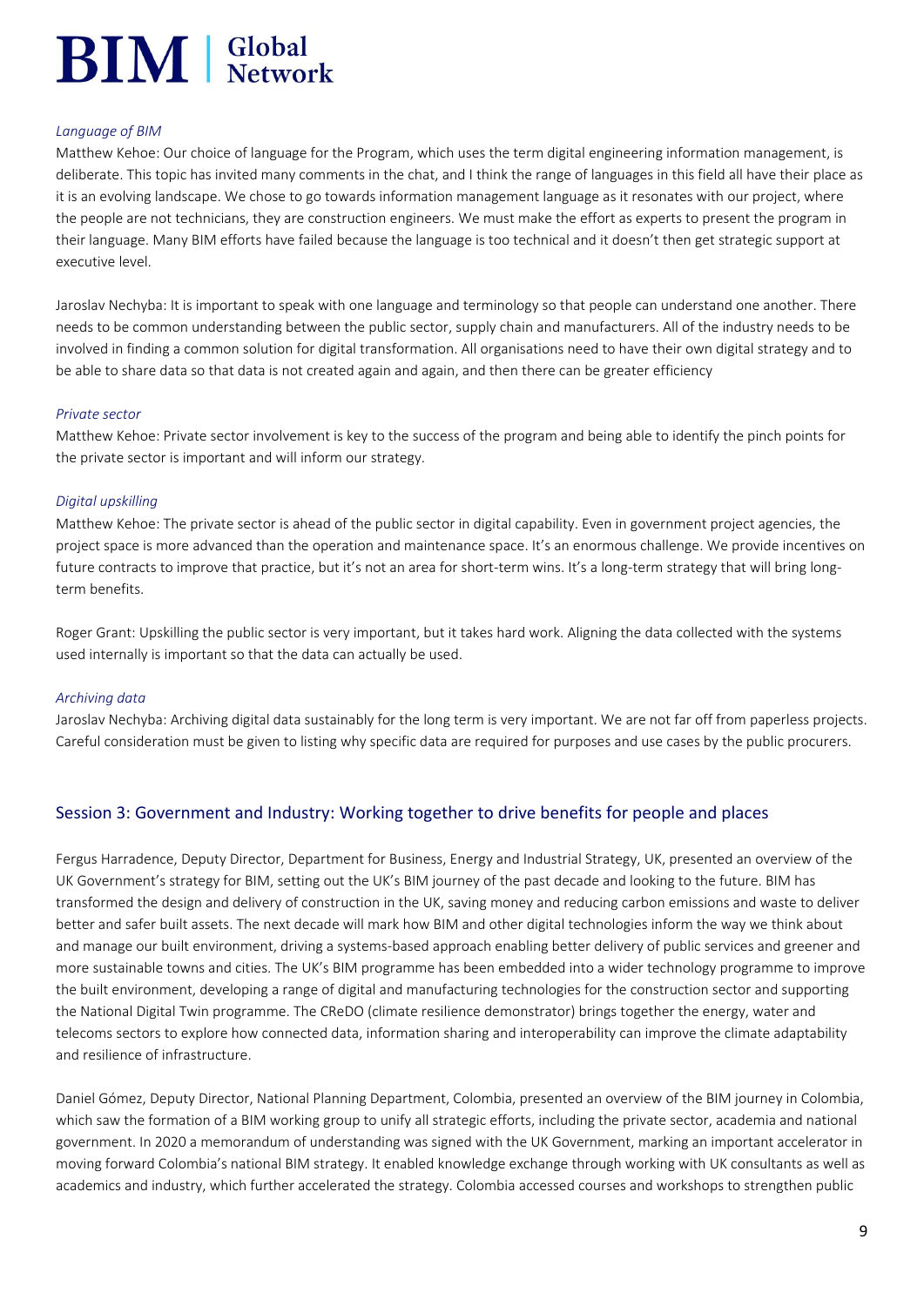*Language of BIM*

Matthew Kehoe: Our choice of language for the Program, which uses the term digital engineering information management, is deliberate. This topic has invited many comments in the chat, and I think the range of languages in this field all have their place as it is an evolving landscape. We chose to go towards information management language as it resonates with our project, where the people are not technicians, they are construction engineers. We must make the effort as experts to present the program in their language. Many BIM efforts have failed because the language is too technical and it doesn't then get strategic support at executive level.

Jaroslav Nechyba: It is important to speak with one language and terminology so that people can understand one another. There needs to be common understanding between the public sector, supply chain and manufacturers. All of the industry needs to be involved in finding a common solution for digital transformation. All organisations need to have their own digital strategy and to be able to share data so that data is not created again and again, and then there can be greater efficiency

*Private sector*

Matthew Kehoe: Private sector involvement is key to the success of the program and being able to identify the pinch points for the private sector is important and will inform our strategy.

*Digital upskilling*

Matthew Kehoe: The private sector is ahead of the public sector in digital capability. Even in government project agencies, the project space is more advanced than the operation and maintenance space. It's an enormous challenge. We provide incentives on future contracts to improve that practice, but it's not an area for short-term wins. It's a long-term strategy that will bring long-term benefits.

Roger Grant: Upskilling the public sector is very important, but it takes hard work. Aligning the data collected with the systems used internally is important so that the data can actually be used.

*Archiving data*

Jaroslav Nechyba: Archiving digital data sustainably for the long term is very important. We are not far off from paperless projects. Careful consideration must be given to listing why specific data are required for purposes and use cases by the public procurers.

## Session 3: Government and Industry: Working together to drive benefits for people and places

Fergus Harradence, Deputy Director, Department for Business, Energy and Industrial Strategy, UK, presented an overview of the UK Government's strategy for BIM, setting out the UK's BIM journey of the past decade and looking to the future. BIM has transformed the design and delivery of construction in the UK, saving money and reducing carbon emissions and waste to deliver better and safer built assets. The next decade will mark how BIM and other digital technologies inform the way we think about and manage our built environment, driving a systems-based approach enabling better delivery of public services and greener and more sustainable towns and cities. The UK's BIM programme has been embedded into a wider technology programme to improve the built environment, developing a range of digital and manufacturing technologies for the construction sector and supporting the National Digital Twin programme. The CReDO (climate resilience demonstrator) brings together the energy, water and telecoms sectors to explore how connected data, information sharing and interoperability can improve the climate adaptability and resilience of infrastructure.

Daniel Gómez, Deputy Director, National Planning Department, Colombia, presented an overview of the BIM journey in Colombia, which saw the formation of a BIM working group to unify all strategic efforts, including the private sector, academia and national government. In 2020 a memorandum of understanding was signed with the UK Government, marking an important accelerator in moving forward Colombia's national BIM strategy. It enabled knowledge exchange through working with UK consultants as well as academics and industry, which further accelerated the strategy. Colombia accessed courses and workshops to strengthen public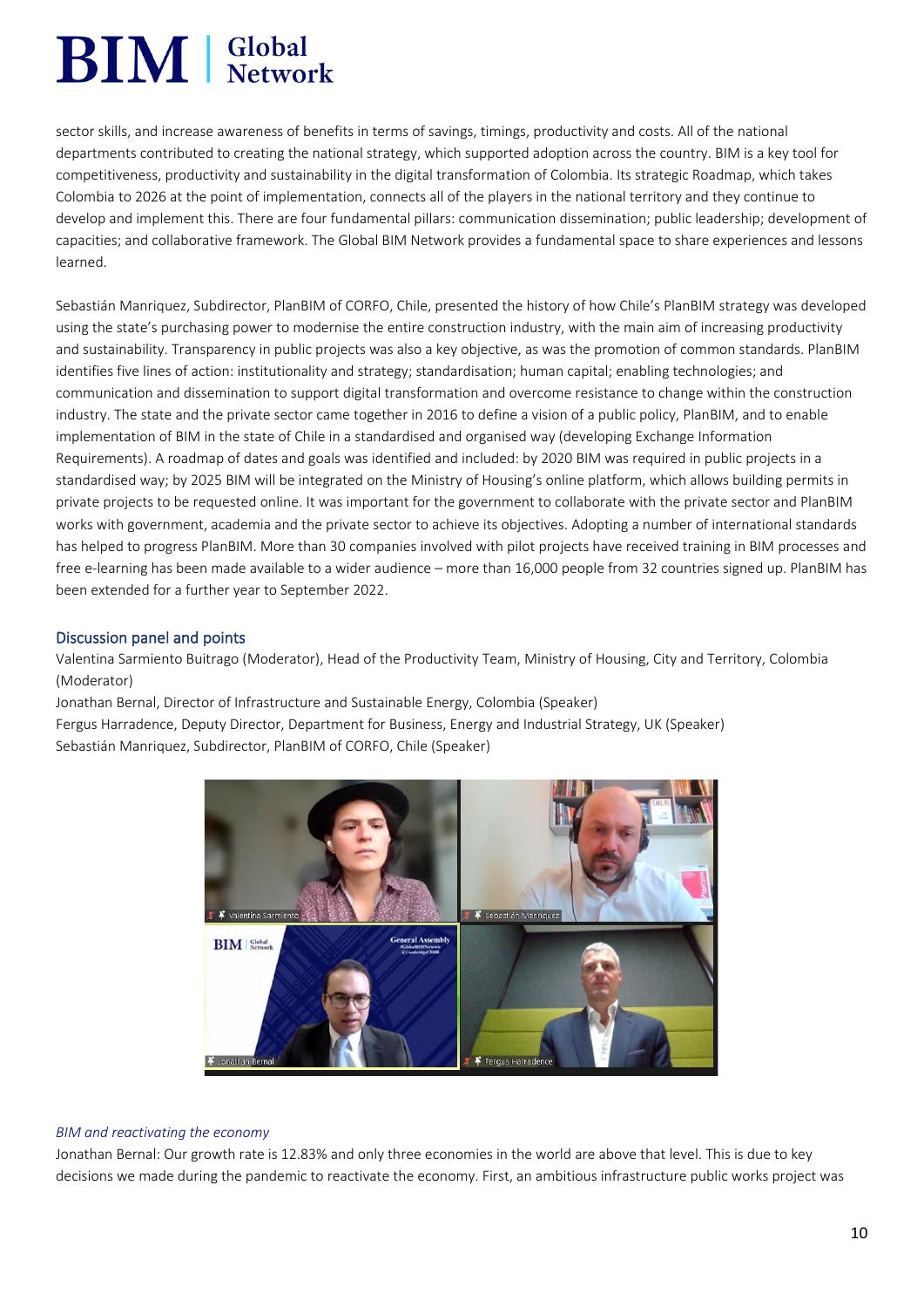sector skills, and increase awareness of benefits in terms of savings, timings, productivity and costs. All of the national departments contributed to creating the national strategy, which supported adoption across the country. BIM is a key tool for competitiveness, productivity and sustainability in the digital transformation of Colombia. Its strategic Roadmap, which takes Colombia to 2026 at the point of implementation, connects all of the players in the national territory and they continue to develop and implement this. There are four fundamental pillars: communication dissemination; public leadership; development of capacities; and collaborative framework. The Global BIM Network provides a fundamental space to share experiences and lessons learned.

Sebastián Manriquez, Subdirector, PlanBIM of CORFO, Chile, presented the history of how Chile's PlanBIM strategy was developed using the state's purchasing power to modernise the entire construction industry, with the main aim of increasing productivity and sustainability. Transparency in public projects was also a key objective, as was the promotion of common standards. PlanBIM identifies five lines of action: institutionality and strategy; standardisation; human capital; enabling technologies; and communication and dissemination to support digital transformation and overcome resistance to change within the construction industry. The state and the private sector came together in 2016 to define a vision of a public policy, PlanBIM, and to enable implementation of BIM in the state of Chile in a standardised and organised way (developing Exchange Information Requirements). A roadmap of dates and goals was identified and included: by 2020 BIM was required in public projects in a standardised way; by 2025 BIM will be integrated on the Ministry of Housing's online platform, which allows building permits in private projects to be requested online. It was important for the government to collaborate with the private sector and PlanBIM works with government, academia and the private sector to achieve its objectives. Adopting a number of international standards has helped to progress PlanBIM. More than 30 companies involved with pilot projects have received training in BIM processes and free e-learning has been made available to a wider audience – more than 16,000 people from 32 countries signed up. PlanBIM has been extended for a further year to September 2022.

## Discussion panel and points

Valentina Sarmiento Buitrago (Moderator), Head of the Productivity Team, Ministry of Housing, City and Territory, Colombia (Moderator)
Jonathan Bernal, Director of Infrastructure and Sustainable Energy, Colombia (Speaker)
Fergus Harradence, Deputy Director, Department for Business, Energy and Industrial Strategy, UK (Speaker)
Sebastián Manriquez, Subdirector, PlanBIM of CORFO, Chile (Speaker)

*BIM and reactivating the economy*

Jonathan Bernal: Our growth rate is 12.83% and only three economies in the world are above that level. This is due to key decisions we made during the pandemic to reactivate the economy. First, an ambitious infrastructure public works project was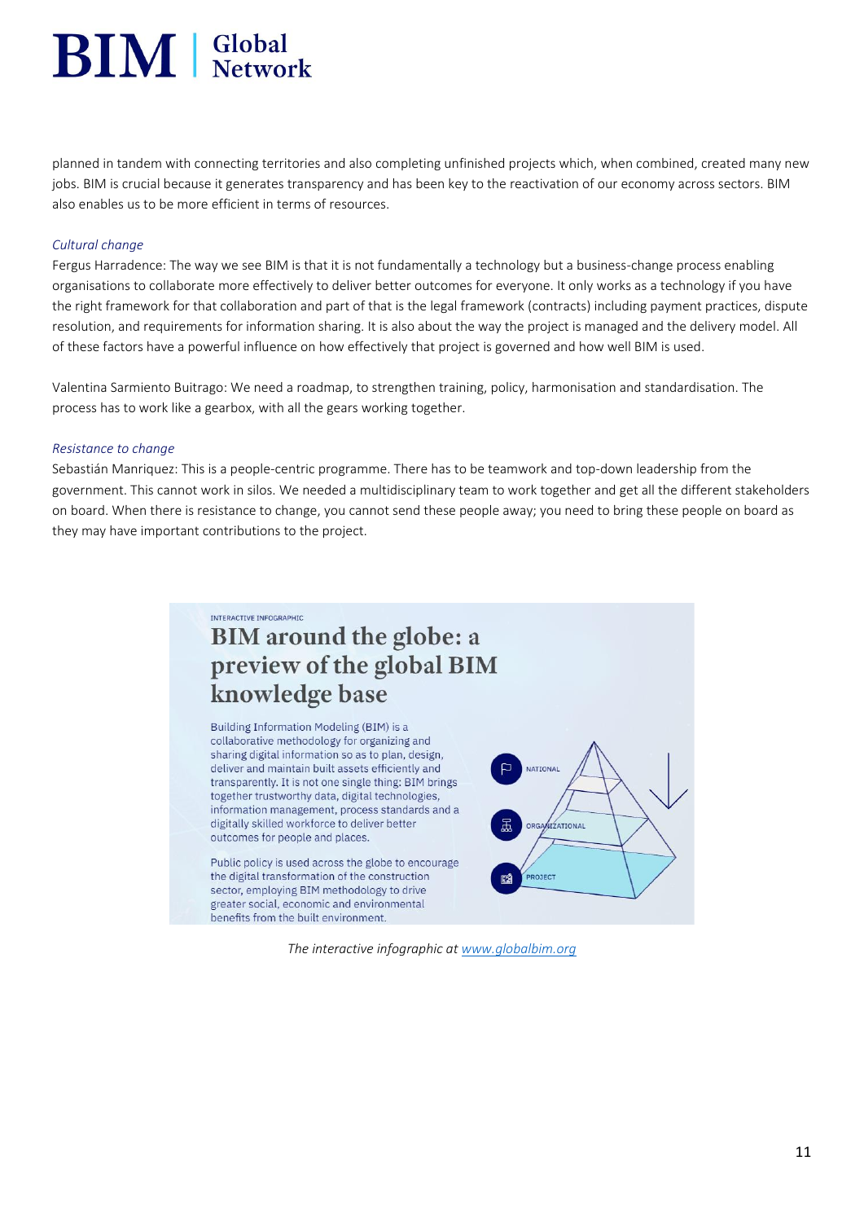planned in tandem with connecting territories and also completing unfinished projects which, when combined, created many new jobs. BIM is crucial because it generates transparency and has been key to the reactivation of our economy across sectors. BIM also enables us to be more efficient in terms of resources.

*Cultural change*

Fergus Harradence: The way we see BIM is that it is not fundamentally a technology but a business-change process enabling organisations to collaborate more effectively to deliver better outcomes for everyone. It only works as a technology if you have the right framework for that collaboration and part of that is the legal framework (contracts) including payment practices, dispute resolution, and requirements for information sharing. It is also about the way the project is managed and the delivery model. All of these factors have a powerful influence on how effectively that project is governed and how well BIM is used.

Valentina Sarmiento Buitrago: We need a roadmap, to strengthen training, policy, harmonisation and standardisation. The process has to work like a gearbox, with all the gears working together.

*Resistance to change*

Sebastián Manriquez: This is a people-centric programme. There has to be teamwork and top-down leadership from the government. This cannot work in silos. We needed a multidisciplinary team to work together and get all the different stakeholders on board. When there is resistance to change, you cannot send these people away; you need to bring these people on board as they may have important contributions to the project.

INTERACTIVE INFOGRAPHIC

## BIM around the globe: a preview of the global BIM knowledge base

Building Information Modeling (BIM) is a collaborative methodology for organizing and sharing digital information so as to plan, design, deliver and maintain built assets efficiently and transparently. It is not one single thing: BIM brings together trustworthy data, digital technologies, information management, process standards and a digitally skilled workforce to deliver better outcomes for people and places.

Public policy is used across the globe to encourage the digital transformation of the construction sector, employing BIM methodology to drive greater social, economic and environmental benefits from the built environment.

NATIONAL

ORGANIZATIONAL

PROJECT

*The interactive infographic at www.globalbim.org*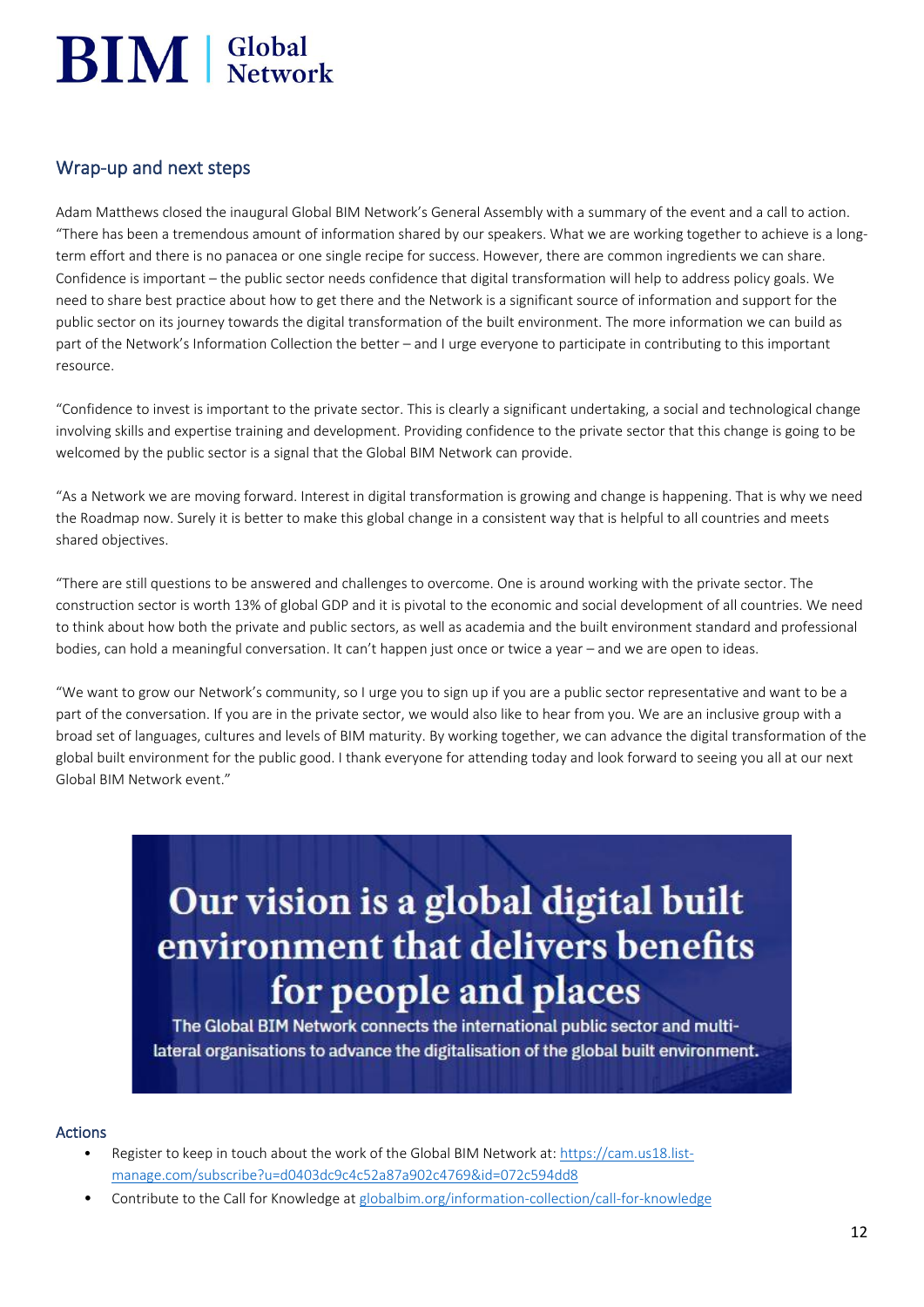## Wrap-up and next steps

Adam Matthews closed the inaugural Global BIM Network's General Assembly with a summary of the event and a call to action. "There has been a tremendous amount of information shared by our speakers. What we are working together to achieve is a long-term effort and there is no panacea or one single recipe for success. However, there are common ingredients we can share. Confidence is important – the public sector needs confidence that digital transformation will help to address policy goals. We need to share best practice about how to get there and the Network is a significant source of information and support for the public sector on its journey towards the digital transformation of the built environment. The more information we can build as part of the Network's Information Collection the better – and I urge everyone to participate in contributing to this important resource.

"Confidence to invest is important to the private sector. This is clearly a significant undertaking, a social and technological change involving skills and expertise training and development. Providing confidence to the private sector that this change is going to be welcomed by the public sector is a signal that the Global BIM Network can provide.

"As a Network we are moving forward. Interest in digital transformation is growing and change is happening. That is why we need the Roadmap now. Surely it is better to make this global change in a consistent way that is helpful to all countries and meets shared objectives.

"There are still questions to be answered and challenges to overcome. One is around working with the private sector. The construction sector is worth 13% of global GDP and it is pivotal to the economic and social development of all countries. We need to think about how both the private and public sectors, as well as academia and the built environment standard and professional bodies, can hold a meaningful conversation. It can't happen just once or twice a year – and we are open to ideas.

"We want to grow our Network's community, so I urge you to sign up if you are a public sector representative and want to be a part of the conversation. If you are in the private sector, we would also like to hear from you. We are an inclusive group with a broad set of languages, cultures and levels of BIM maturity. By working together, we can advance the digital transformation of the global built environment for the public good. I thank everyone for attending today and look forward to seeing you all at our next Global BIM Network event."

**Our vision is a global digital built environment that delivers benefits for people and places**

The Global BIM Network connects the international public sector and multi-lateral organisations to advance the digitalisation of the global built environment.

### Actions

- Register to keep in touch about the work of the Global BIM Network at: https://cam.us18.list-manage.com/subscribe?u=d0403dc9c4c52a87a902c4769&id=072c594dd8
- Contribute to the Call for Knowledge at globalbim.org/information-collection/call-for-knowledge